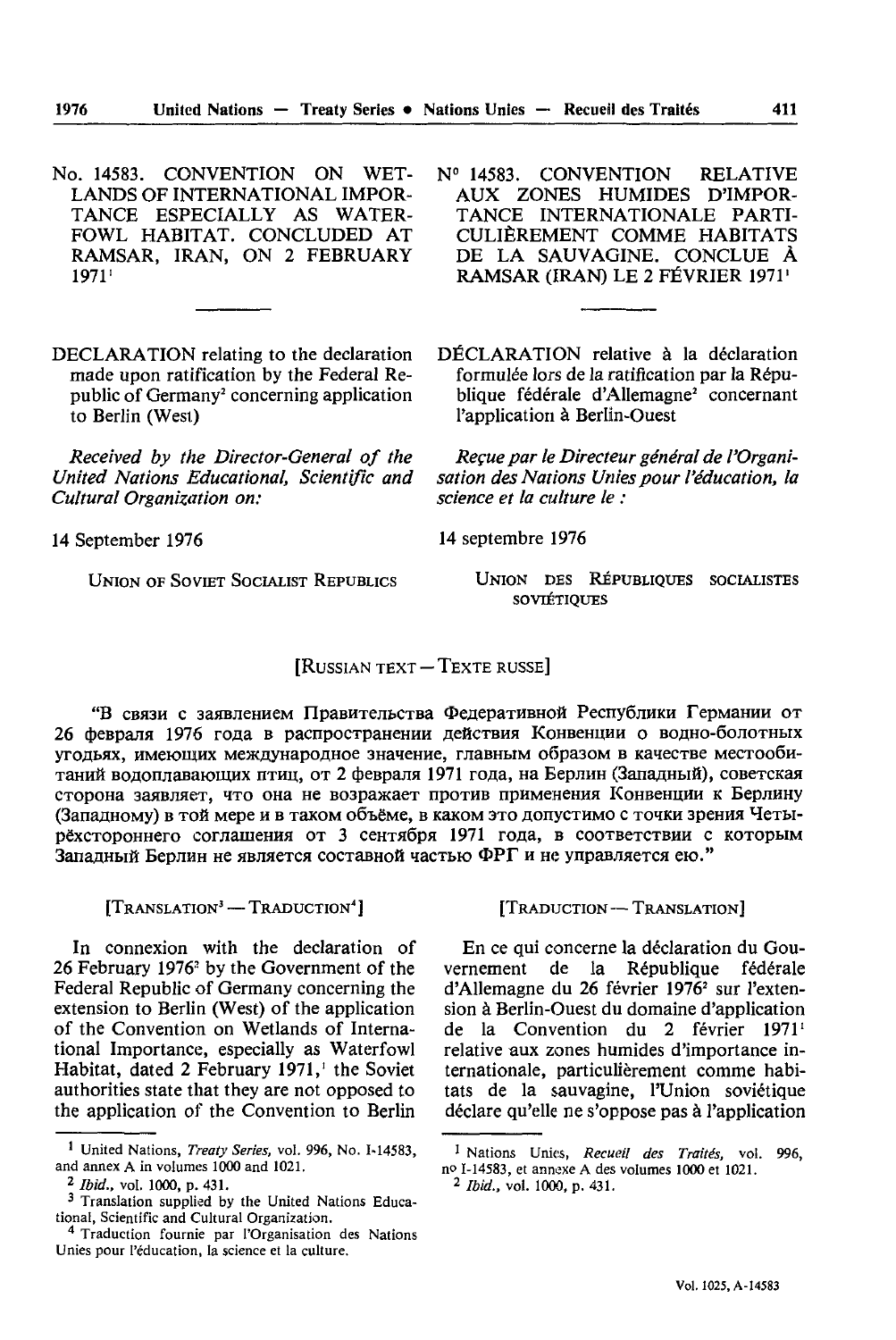No. 14583. CONVENTION ON WETLANDS OF INTERNATIONAL IMPORTANCE ESPECIALLY AS WATERFOWL HABITAT. CONCLUDED AT RAMSAR, IRAN, ON 2 FEBRUARY 1971[1]

DECLARATION relating to the declaration made upon ratification by the Federal Republic of Germany[2] concerning application to Berlin (West)

*Received by the Director-General of the United Nations Educational, Scientific and Cultural Organization on:*

14 September 1976

UNION OF SOVIET SOCIALIST REPUBLICS

N° 14583. CONVENTION RELATIVE AUX ZONES HUMIDES D'IMPORTANCE INTERNATIONALE PARTICULIÈREMENT COMME HABITATS DE LA SAUVAGINE. CONCLUE À RAMSAR (IRAN) LE 2 FÉVRIER 1971[1]

DÉCLARATION relative à la déclaration formulée lors de la ratification par la République fédérale d'Allemagne[2] concernant l'application à Berlin-Ouest

*Reçue par le Directeur général de l'Organisation des Nations Unies pour l'éducation, la science et la culture le :*

14 septembre 1976

UNION DES RÉPUBLIQUES SOCIALISTES SOVIÉTIQUES

[RUSSIAN TEXT — TEXTE RUSSE]

"В связи с заявлением Правительства Федеративной Республики Германии от 26 февраля 1976 года в распространении действия Конвенции о водно-болотных угодьях, имеющих международное значение, главным образом в качестве местообитаний водоплавающих птиц, от 2 февраля 1971 года, на Берлин (Западный), советская сторона заявляет, что она не возражает против применения Конвенции к Берлину (Западному) в той мере и в таком объёме, в каком это допустимо с точки зрения Четырёхстороннего соглашения от 3 сентября 1971 года, в соответствии с которым Западный Берлин не является составной частью ФРГ и не управляется ею."

[TRANSLATION[3] — TRADUCTION[4]]

In connexion with the declaration of 26 February 1976[2] by the Government of the Federal Republic of Germany concerning the extension to Berlin (West) of the application of the Convention on Wetlands of International Importance, especially as Waterfowl Habitat, dated 2 February 1971,[1] the Soviet authorities state that they are not opposed to the application of the Convention to Berlin

[1] United Nations, *Treaty Series*, vol. 996, No. I-14583, and annex A in volumes 1000 and 1021.

[2] *Ibid.*, vol. 1000, p. 431.

[3] Translation supplied by the United Nations Educational, Scientific and Cultural Organization.

[4] Traduction fournie par l'Organisation des Nations Unies pour l'éducation, la science et la culture.

[TRADUCTION — TRANSLATION]

En ce qui concerne la déclaration du Gouvernement de la République fédérale d'Allemagne du 26 février 1976[2] sur l'extension à Berlin-Ouest du domaine d'application de la Convention du 2 février 1971[1] relative aux zones humides d'importance internationale, particulièrement comme habitats de la sauvagine, l'Union soviétique déclare qu'elle ne s'oppose pas à l'application

[1] Nations Unies, *Recueil des Traités*, vol. 996, nº I-14583, et annexe A des volumes 1000 et 1021.

[2] *Ibid.*, vol. 1000, p. 431.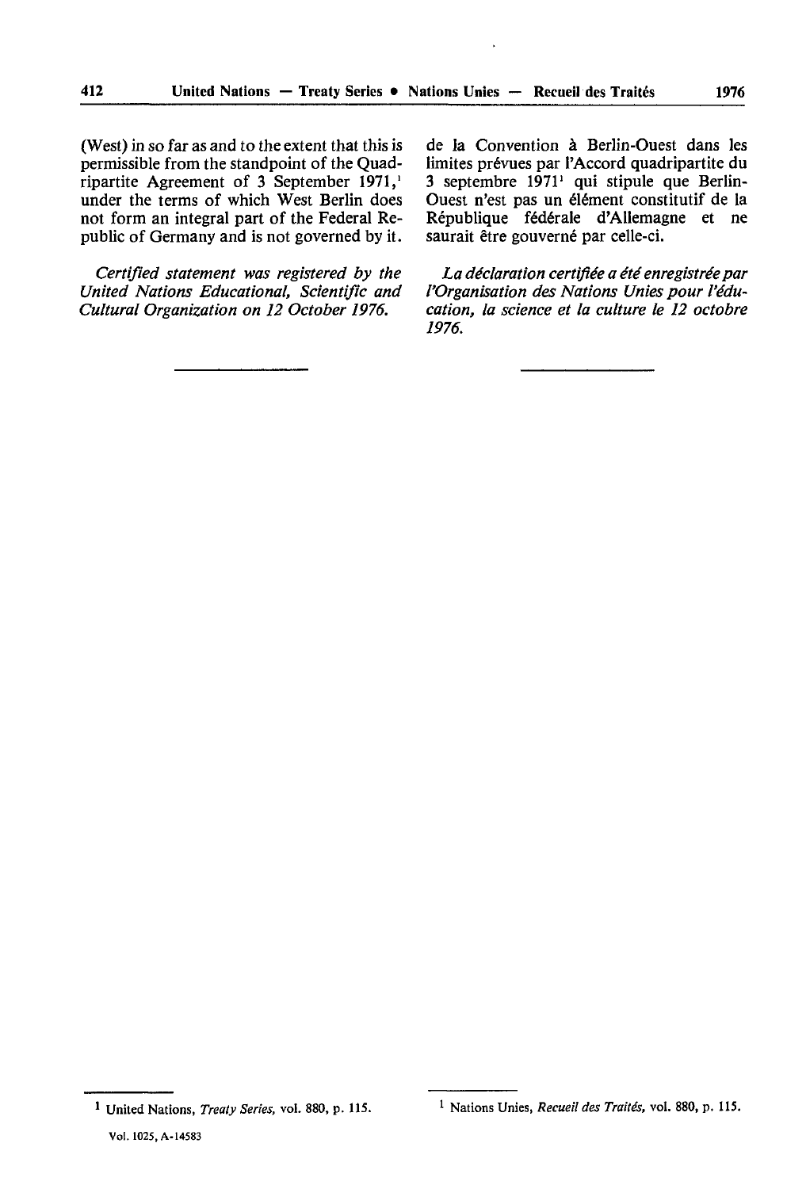(West) in so far as and to the extent that this is permissible from the standpoint of the Quadripartite Agreement of 3 September 1971,[1] under the terms of which West Berlin does not form an integral part of the Federal Republic of Germany and is not governed by it.

*Certified statement was registered by the United Nations Educational, Scientific and Cultural Organization on 12 October 1976.*

---

de la Convention à Berlin-Ouest dans les limites prévues par l'Accord quadripartite du 3 septembre 1971[1] qui stipule que Berlin-Ouest n'est pas un élément constitutif de la République fédérale d'Allemagne et ne saurait être gouverné par celle-ci.

*La déclaration certifiée a été enregistrée par l'Organisation des Nations Unies pour l'éducation, la science et la culture le 12 octobre 1976.*

---

[1] United Nations, *Treaty Series*, vol. 880, p. 115.

[1] Nations Unies, *Recueil des Traités*, vol. 880, p. 115.

Vol. 1025, A-14583